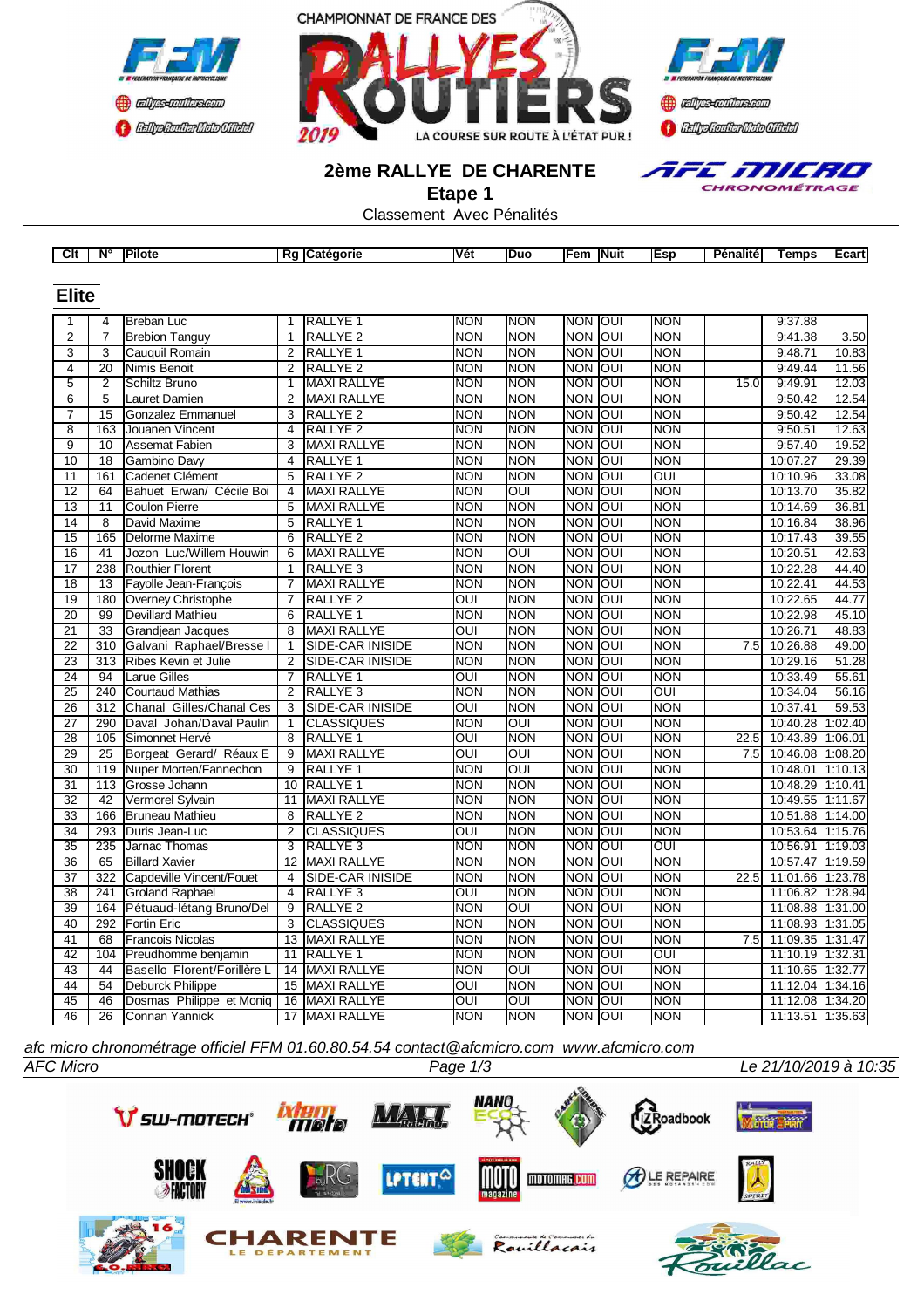CHAMPIONNAT DE FRANCE DES RALLYES ROUTIERS 2019

LA COURSE SUR ROUTE À L'ÉTAT PUR !

# 2ème RALLYE DE CHARENTE

## Etape 1

Classement Avec Pénalités

### Elite

| Clt | N° | Pilote | Rg | Catégorie | Vét | Duo | Fem | Nuit | Esp | Pénalité | Temps | Ecart |
|---|---|---|---|---|---|---|---|---|---|---|---|---|
| 1 | 4 | Breban Luc | 1 | RALLYE 1 | NON | NON | NON | OUI | NON | | 9:37.88 | |
| 2 | 7 | Brebion Tanguy | 1 | RALLYE 2 | NON | NON | NON | OUI | NON | | 9:41.38 | 3.50 |
| 3 | 3 | Cauquil Romain | 2 | RALLYE 1 | NON | NON | NON | OUI | NON | | 9:48.71 | 10.83 |
| 4 | 20 | Nimis Benoit | 2 | RALLYE 2 | NON | NON | NON | OUI | NON | | 9:49.44 | 11.56 |
| 5 | 2 | Schiltz Bruno | 1 | MAXI RALLYE | NON | NON | NON | OUI | NON | 15.0 | 9:49.91 | 12.03 |
| 6 | 5 | Lauret Damien | 2 | MAXI RALLYE | NON | NON | NON | OUI | NON | | 9:50.42 | 12.54 |
| 7 | 15 | Gonzalez Emmanuel | 3 | RALLYE 2 | NON | NON | NON | OUI | NON | | 9:50.42 | 12.54 |
| 8 | 163 | Jouanen Vincent | 4 | RALLYE 2 | NON | NON | NON | OUI | NON | | 9:50.51 | 12.63 |
| 9 | 10 | Assemat Fabien | 3 | MAXI RALLYE | NON | NON | NON | OUI | NON | | 9:57.40 | 19.52 |
| 10 | 18 | Gambino Davy | 4 | RALLYE 1 | NON | NON | NON | OUI | NON | | 10:07.27 | 29.39 |
| 11 | 161 | Cadenet Clément | 5 | RALLYE 2 | NON | NON | NON | OUI | OUI | | 10:10.96 | 33.08 |
| 12 | 64 | Bahuet Erwan/ Cécile Boi | 4 | MAXI RALLYE | NON | OUI | NON | OUI | NON | | 10:13.70 | 35.82 |
| 13 | 11 | Coulon Pierre | 5 | MAXI RALLYE | NON | NON | NON | OUI | NON | | 10:14.69 | 36.81 |
| 14 | 8 | David Maxime | 5 | RALLYE 1 | NON | NON | NON | OUI | NON | | 10:16.84 | 38.96 |
| 15 | 165 | Delorme Maxime | 6 | RALLYE 2 | NON | NON | NON | OUI | NON | | 10:17.43 | 39.55 |
| 16 | 41 | Jozon Luc/Willem Houwin | 6 | MAXI RALLYE | NON | OUI | NON | OUI | NON | | 10:20.51 | 42.63 |
| 17 | 238 | Routhier Florent | 1 | RALLYE 3 | NON | NON | NON | OUI | NON | | 10:22.28 | 44.40 |
| 18 | 13 | Fayolle Jean-François | 7 | MAXI RALLYE | NON | NON | NON | OUI | NON | | 10:22.41 | 44.53 |
| 19 | 180 | Overney Christophe | 7 | RALLYE 2 | OUI | NON | NON | OUI | NON | | 10:22.65 | 44.77 |
| 20 | 99 | Devillard Mathieu | 6 | RALLYE 1 | NON | NON | NON | OUI | NON | | 10:22.98 | 45.10 |
| 21 | 33 | Grandjean Jacques | 8 | MAXI RALLYE | OUI | NON | NON | OUI | NON | | 10:26.71 | 48.83 |
| 22 | 310 | Galvani Raphael/Bresse I | 1 | SIDE-CAR INISIDE | NON | NON | NON | OUI | NON | 7.5 | 10:26.88 | 49.00 |
| 23 | 313 | Ribes Kevin et Julie | 2 | SIDE-CAR INISIDE | NON | NON | NON | OUI | NON | | 10:29.16 | 51.28 |
| 24 | 94 | Larue Gilles | 7 | RALLYE 1 | OUI | NON | NON | OUI | NON | | 10:33.49 | 55.61 |
| 25 | 240 | Courtaud Mathias | 2 | RALLYE 3 | NON | NON | NON | OUI | OUI | | 10:34.04 | 56.16 |
| 26 | 312 | Chanal Gilles/Chanal Ces | 3 | SIDE-CAR INISIDE | OUI | NON | NON | OUI | NON | | 10:37.41 | 59.53 |
| 27 | 290 | Daval Johan/Daval Paulin | 1 | CLASSIQUES | NON | OUI | NON | OUI | NON | | 10:40.28 | 1:02.40 |
| 28 | 105 | Simonnet Hervé | 8 | RALLYE 1 | OUI | NON | NON | OUI | NON | 22.5 | 10:43.89 | 1:06.01 |
| 29 | 25 | Borgeat Gerard/ Réaux E | 9 | MAXI RALLYE | OUI | OUI | NON | OUI | NON | 7.5 | 10:46.08 | 1:08.20 |
| 30 | 119 | Nuper Morten/Fannechon | 9 | RALLYE 1 | NON | OUI | NON | OUI | NON | | 10:48.01 | 1:10.13 |
| 31 | 113 | Grosse Johann | 10 | RALLYE 1 | NON | NON | NON | OUI | NON | | 10:48.29 | 1:10.41 |
| 32 | 42 | Vermorel Sylvain | 11 | MAXI RALLYE | NON | NON | NON | OUI | NON | | 10:49.55 | 1:11.67 |
| 33 | 166 | Bruneau Mathieu | 8 | RALLYE 2 | NON | NON | NON | OUI | NON | | 10:51.88 | 1:14.00 |
| 34 | 293 | Duris Jean-Luc | 2 | CLASSIQUES | OUI | NON | NON | OUI | NON | | 10:53.64 | 1:15.76 |
| 35 | 235 | Jarnac Thomas | 3 | RALLYE 3 | NON | NON | NON | OUI | OUI | | 10:56.91 | 1:19.03 |
| 36 | 65 | Billard Xavier | 12 | MAXI RALLYE | NON | NON | NON | OUI | NON | | 10:57.47 | 1:19.59 |
| 37 | 322 | Capdeville Vincent/Fouet | 4 | SIDE-CAR INISIDE | NON | NON | NON | OUI | NON | 22.5 | 11:01.66 | 1:23.78 |
| 38 | 241 | Groland Raphael | 4 | RALLYE 3 | OUI | NON | NON | OUI | NON | | 11:06.82 | 1:28.94 |
| 39 | 164 | Pétuaud-létang Bruno/Del | 9 | RALLYE 2 | NON | OUI | NON | OUI | NON | | 11:08.88 | 1:31.00 |
| 40 | 292 | Fortin Eric | 3 | CLASSIQUES | NON | NON | NON | OUI | NON | | 11:08.93 | 1:31.05 |
| 41 | 68 | Francois Nicolas | 13 | MAXI RALLYE | NON | NON | NON | OUI | NON | 7.5 | 11:09.35 | 1:31.47 |
| 42 | 104 | Preudhomme benjamin | 11 | RALLYE 1 | NON | NON | NON | OUI | OUI | | 11:10.19 | 1:32.31 |
| 43 | 44 | Basello Florent/Forillère L | 14 | MAXI RALLYE | NON | OUI | NON | OUI | NON | | 11:10.65 | 1:32.77 |
| 44 | 54 | Deburck Philippe | 15 | MAXI RALLYE | OUI | NON | NON | OUI | NON | | 11:12.04 | 1:34.16 |
| 45 | 46 | Dosmas Philippe et Moniq | 16 | MAXI RALLYE | OUI | OUI | NON | OUI | NON | | 11:12.08 | 1:34.20 |
| 46 | 26 | Connan Yannick | 17 | MAXI RALLYE | NON | NON | NON | OUI | NON | | 11:13.51 | 1:35.63 |

*afc micro chronométrage officiel FFM 01.60.80.54.54 contact@afcmicro.com www.afcmicro.com*

*AFC Micro* — *Le 21/10/2019 à 10:35*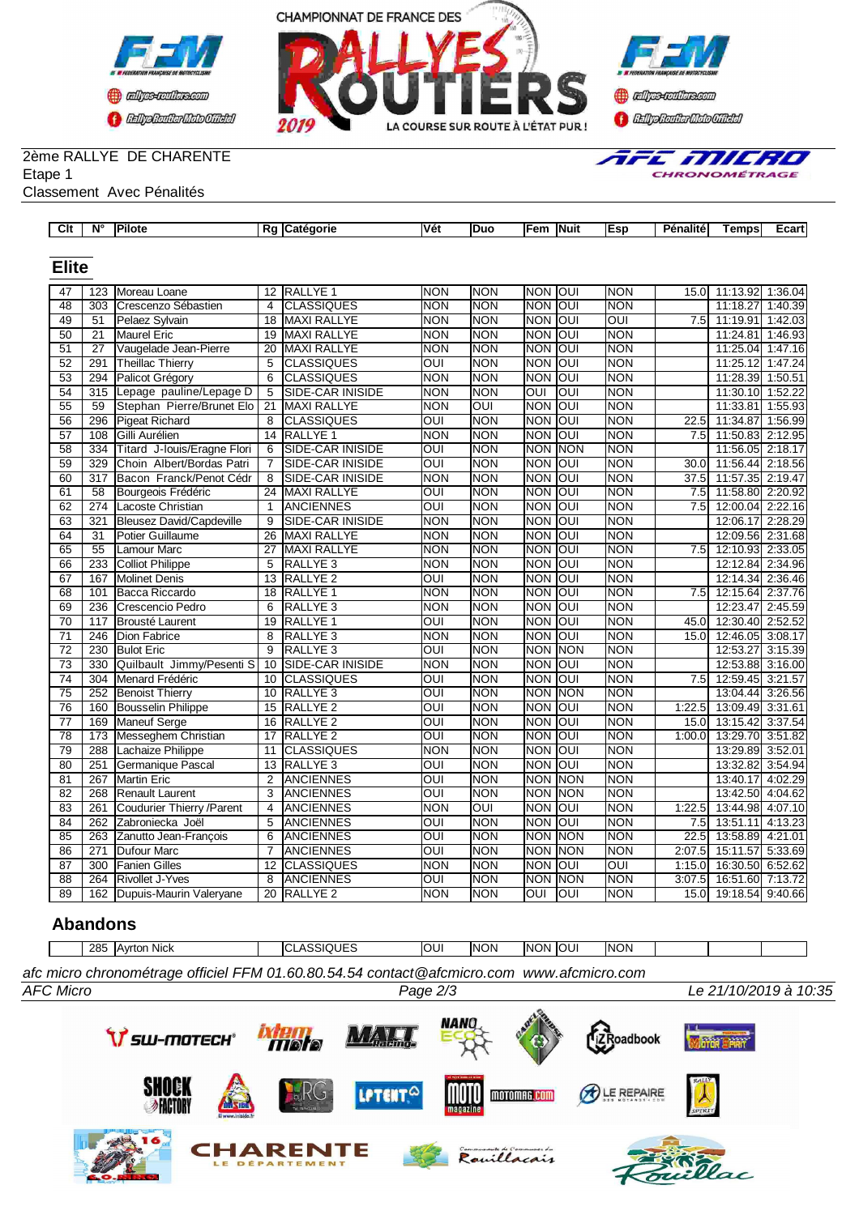2ème RALLYE DE CHARENTE
Etape 1
Classement Avec Pénalités

## Elite

| Clt | N° | Pilote | Rg | Catégorie | Vét | Duo | Fem | Nuit | Esp | Pénalité | Temps | Ecart |
|---|---|---|---|---|---|---|---|---|---|---|---|---|
| 47 | 123 | Moreau Loane | 12 | RALLYE 1 | NON | NON | NON | OUI | NON | 15.0 | 11:13.92 | 1:36.04 |
| 48 | 303 | Crescenzo Sébastien | 4 | CLASSIQUES | NON | NON | NON | OUI | NON | | 11:18.27 | 1:40.39 |
| 49 | 51 | Pelaez Sylvain | 18 | MAXI RALLYE | NON | NON | NON | OUI | OUI | 7.5 | 11:19.91 | 1:42.03 |
| 50 | 21 | Maurel Eric | 19 | MAXI RALLYE | NON | NON | NON | OUI | NON | | 11:24.81 | 1:46.93 |
| 51 | 27 | Vaugelade Jean-Pierre | 20 | MAXI RALLYE | NON | NON | NON | OUI | NON | | 11:25.04 | 1:47.16 |
| 52 | 291 | Theillac Thierry | 5 | CLASSIQUES | OUI | NON | NON | OUI | NON | | 11:25.12 | 1:47.24 |
| 53 | 294 | Palicot Grégory | 6 | CLASSIQUES | NON | NON | NON | OUI | NON | | 11:28.39 | 1:50.51 |
| 54 | 315 | Lepage pauline/Lepage D | 5 | SIDE-CAR INISIDE | NON | NON | OUI | OUI | NON | | 11:30.10 | 1:52.22 |
| 55 | 59 | Stephan Pierre/Brunet Elo | 21 | MAXI RALLYE | NON | OUI | NON | OUI | NON | | 11:33.81 | 1:55.93 |
| 56 | 296 | Pigeat Richard | 8 | CLASSIQUES | OUI | NON | NON | OUI | NON | 22.5 | 11:34.87 | 1:56.99 |
| 57 | 108 | Gilli Aurélien | 14 | RALLYE 1 | NON | NON | NON | OUI | NON | 7.5 | 11:50.83 | 2:12.95 |
| 58 | 334 | Titard J-louis/Eragne Flori | 6 | SIDE-CAR INISIDE | OUI | NON | NON | NON | NON | | 11:56.05 | 2:18.17 |
| 59 | 329 | Choin Albert/Bordas Patri | 7 | SIDE-CAR INISIDE | OUI | NON | NON | OUI | NON | 30.0 | 11:56.44 | 2:18.56 |
| 60 | 317 | Bacon Franck/Penot Cédr | 8 | SIDE-CAR INISIDE | NON | NON | NON | OUI | NON | 37.5 | 11:57.35 | 2:19.47 |
| 61 | 58 | Bourgeois Frédéric | 24 | MAXI RALLYE | OUI | NON | NON | OUI | NON | 7.5 | 11:58.80 | 2:20.92 |
| 62 | 274 | Lacoste Christian | 1 | ANCIENNES | OUI | NON | NON | OUI | NON | 7.5 | 12:00.04 | 2:22.16 |
| 63 | 321 | Bleusez David/Capdeville | 9 | SIDE-CAR INISIDE | NON | NON | NON | OUI | NON | | 12:06.17 | 2:28.29 |
| 64 | 31 | Potier Guillaume | 26 | MAXI RALLYE | NON | NON | NON | OUI | NON | | 12:09.56 | 2:31.68 |
| 65 | 55 | Lamour Marc | 27 | MAXI RALLYE | NON | NON | NON | OUI | NON | 7.5 | 12:10.93 | 2:33.05 |
| 66 | 233 | Colliot Philippe | 5 | RALLYE 3 | NON | NON | NON | OUI | NON | | 12:12.84 | 2:34.96 |
| 67 | 167 | Molinet Denis | 13 | RALLYE 2 | OUI | NON | NON | OUI | NON | | 12:14.34 | 2:36.46 |
| 68 | 101 | Bacca Riccardo | 18 | RALLYE 1 | NON | NON | NON | OUI | NON | 7.5 | 12:15.64 | 2:37.76 |
| 69 | 236 | Crescencio Pedro | 6 | RALLYE 3 | NON | NON | NON | OUI | NON | | 12:23.47 | 2:45.59 |
| 70 | 117 | Brousté Laurent | 19 | RALLYE 1 | OUI | NON | NON | OUI | NON | 45.0 | 12:30.40 | 2:52.52 |
| 71 | 246 | Dion Fabrice | 8 | RALLYE 3 | NON | NON | NON | OUI | NON | 15.0 | 12:46.05 | 3:08.17 |
| 72 | 230 | Bulot Eric | 9 | RALLYE 3 | OUI | NON | NON | NON | NON | | 12:53.27 | 3:15.39 |
| 73 | 330 | Quilbault Jimmy/Pesenti S | 10 | SIDE-CAR INISIDE | NON | NON | NON | OUI | NON | | 12:53.88 | 3:16.00 |
| 74 | 304 | Menard Frédéric | 10 | CLASSIQUES | OUI | NON | NON | OUI | NON | 7.5 | 12:59.45 | 3:21.57 |
| 75 | 252 | Benoist Thierry | 10 | RALLYE 3 | OUI | NON | NON | NON | NON | | 13:04.44 | 3:26.56 |
| 76 | 160 | Bousselin Philippe | 15 | RALLYE 2 | OUI | NON | NON | OUI | NON | 1:22.5 | 13:09.49 | 3:31.61 |
| 77 | 169 | Maneuf Serge | 16 | RALLYE 2 | OUI | NON | NON | OUI | NON | 15.0 | 13:15.42 | 3:37.54 |
| 78 | 173 | Messeghem Christian | 17 | RALLYE 2 | OUI | NON | NON | OUI | NON | 1:00.0 | 13:29.70 | 3:51.82 |
| 79 | 288 | Lachaize Philippe | 11 | CLASSIQUES | NON | NON | NON | OUI | NON | | 13:29.89 | 3:52.01 |
| 80 | 251 | Germanique Pascal | 13 | RALLYE 3 | OUI | NON | NON | OUI | NON | | 13:32.82 | 3:54.94 |
| 81 | 267 | Martin Eric | 2 | ANCIENNES | OUI | NON | NON | NON | NON | | 13:40.17 | 4:02.29 |
| 82 | 268 | Renault Laurent | 3 | ANCIENNES | OUI | NON | NON | NON | NON | | 13:42.50 | 4:04.62 |
| 83 | 261 | Coudurier Thierry /Parent | 4 | ANCIENNES | NON | OUI | NON | OUI | NON | 1:22.5 | 13:44.98 | 4:07.10 |
| 84 | 262 | Zabroniecka Joël | 5 | ANCIENNES | OUI | NON | NON | OUI | NON | 7.5 | 13:51.11 | 4:13.23 |
| 85 | 263 | Zanutto Jean-François | 6 | ANCIENNES | OUI | NON | NON | NON | NON | 22.5 | 13:58.89 | 4:21.01 |
| 86 | 271 | Dufour Marc | 7 | ANCIENNES | OUI | NON | NON | NON | NON | 2:07.5 | 15:11.57 | 5:33.69 |
| 87 | 300 | Fanien Gilles | 12 | CLASSIQUES | NON | NON | NON | OUI | OUI | 1:15.0 | 16:30.50 | 6:52.62 |
| 88 | 264 | Rivollet J-Yves | 8 | ANCIENNES | OUI | NON | NON | NON | NON | 3:07.5 | 16:51.60 | 7:13.72 |
| 89 | 162 | Dupuis-Maurin Valeryane | 20 | RALLYE 2 | NON | NON | OUI | OUI | NON | 15.0 | 19:18.54 | 9:40.66 |

## Abandons

| Clt | N° | Pilote | Rg | Catégorie | Vét | Duo | Fem | Nuit | Esp | Pénalité | Temps | Ecart |
|---|---|---|---|---|---|---|---|---|---|---|---|---|
| | 285 | Ayrton Nick | | CLASSIQUES | OUI | NON | NON | OUI | NON | | | |

*afc micro chronométrage officiel FFM 01.60.80.54.54 contact@afcmicro.com www.afcmicro.com*

AFC Micro — Le 21/10/2019 à 10:35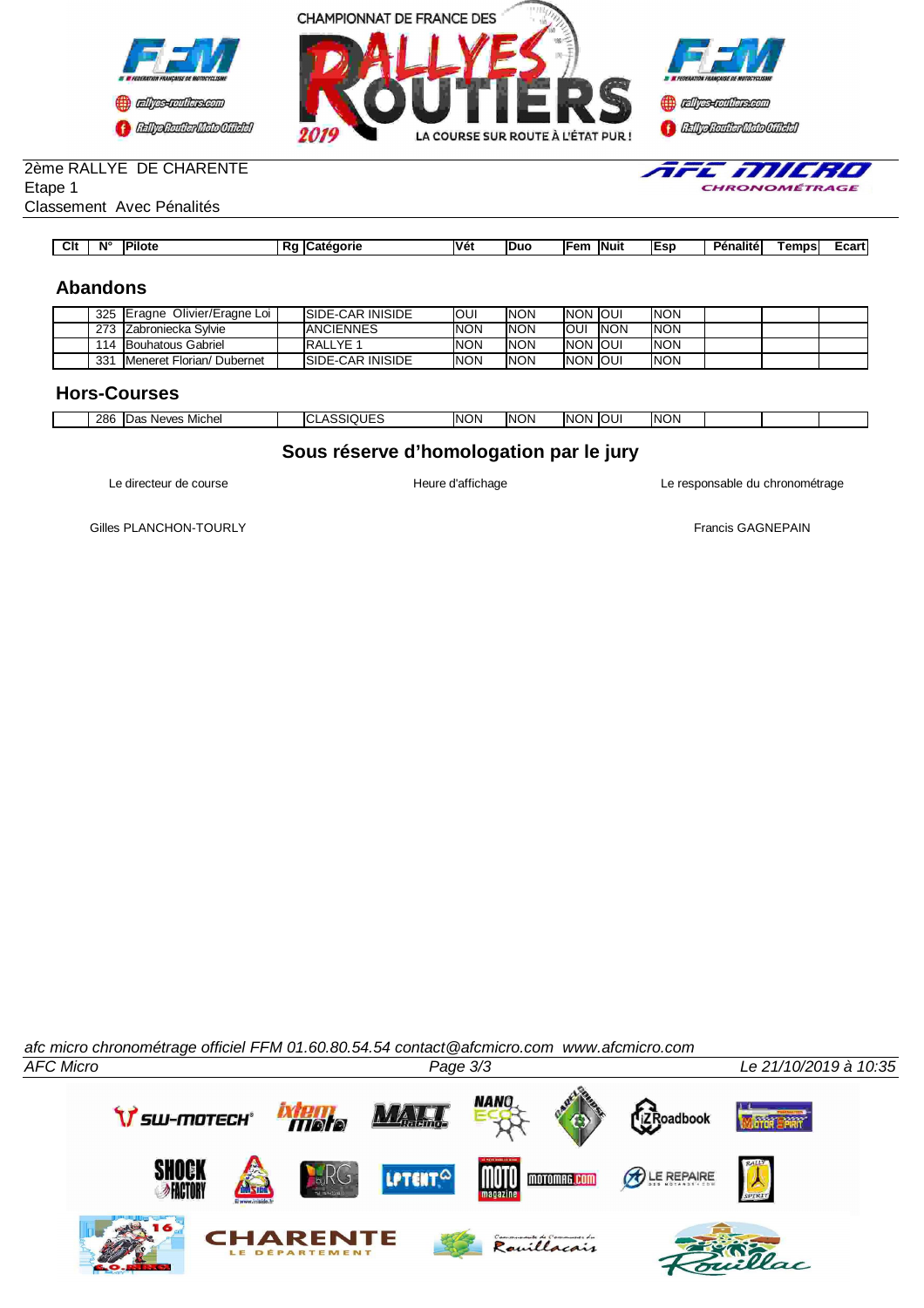CHAMPIONNAT DE FRANCE DES RALLYES ROUTIERS 2019

LA COURSE SUR ROUTE À L'ÉTAT PUR !

2ème RALLYE DE CHARENTE
Etape 1
Classement Avec Pénalités

| Clt | N° | Pilote | Rg | Catégorie | Vét | Duo | Fem | Nuit | Esp | Pénalité | Temps | Ecart |
|---|---|---|---|---|---|---|---|---|---|---|---|---|

## Abandons

| Clt | N° | Pilote | Rg | Catégorie | Vét | Duo | Fem | Nuit | Esp | Pénalité | Temps | Ecart |
|---|---|---|---|---|---|---|---|---|---|---|---|---|
| | 325 | Eragne Olivier/Eragne Loi | | SIDE-CAR INISIDE | OUI | NON | NON | OUI | NON | | | |
| | 273 | Zabroniecka Sylvie | | ANCIENNES | NON | NON | OUI | NON | NON | | | |
| | 114 | Bouhatous Gabriel | | RALLYE 1 | NON | NON | NON | OUI | NON | | | |
| | 331 | Meneret Florian/ Dubernet | | SIDE-CAR INISIDE | NON | NON | NON | OUI | NON | | | |

## Hors-Courses

| Clt | N° | Pilote | Rg | Catégorie | Vét | Duo | Fem | Nuit | Esp | Pénalité | Temps | Ecart |
|---|---|---|---|---|---|---|---|---|---|---|---|---|
| | 286 | Das Neves Michel | | CLASSIQUES | NON | NON | NON | OUI | NON | | | |

## Sous réserve d'homologation par le jury

Le directeur de course — Heure d'affichage — Le responsable du chronométrage

Gilles PLANCHON-TOURLY — Francis GAGNEPAIN

*afc micro chronométrage officiel FFM 01.60.80.54.54 contact@afcmicro.com www.afcmicro.com*

*AFC Micro* — *Le 21/10/2019 à 10:35*